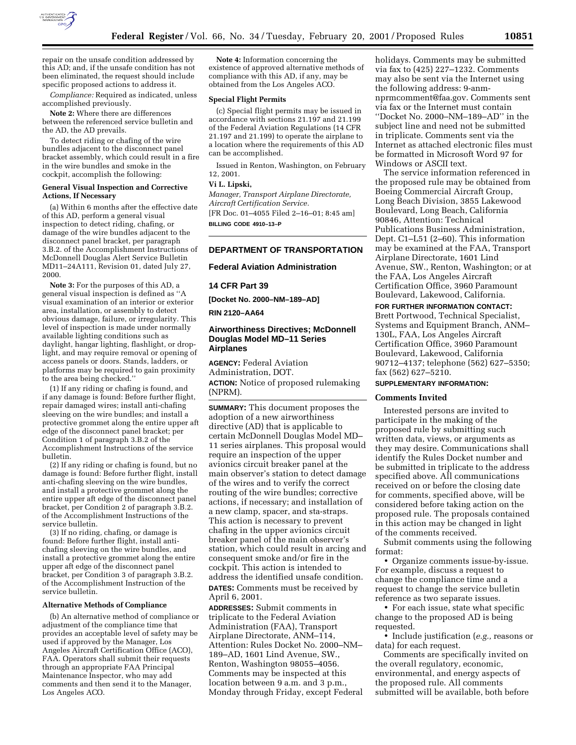repair on the unsafe condition addressed by this AD; and, if the unsafe condition has not been eliminated, the request should include specific proposed actions to address it.

*Compliance:* Required as indicated, unless accomplished previously.

**Note 2:** Where there are differences between the referenced service bulletin and the AD, the AD prevails.

To detect riding or chafing of the wire bundles adjacent to the disconnect panel bracket assembly, which could result in a fire in the wire bundles and smoke in the cockpit, accomplish the following:

#### General Visual Inspection and Corrective Actions, If Necessary

(a) Within 6 months after the effective date of this AD, perform a general visual inspection to detect riding, chafing, or damage of the wire bundles adjacent to the disconnect panel bracket, per paragraph 3.B.2. of the Accomplishment Instructions of McDonnell Douglas Alert Service Bulletin MD11–24A111, Revision 01, dated July 27, 2000.

**Note 3:** For the purposes of this AD, a general visual inspection is defined as ''A visual examination of an interior or exterior area, installation, or assembly to detect obvious damage, failure, or irregularity. This level of inspection is made under normally available lighting conditions such as daylight, hangar lighting, flashlight, or drop-light, and may require removal or opening of access panels or doors. Stands, ladders, or platforms may be required to gain proximity to the area being checked.''

(1) If any riding or chafing is found, and if any damage is found: Before further flight, repair damaged wires; install anti-chafing sleeving on the wire bundles; and install a protective grommet along the entire upper aft edge of the disconnect panel bracket; per Condition 1 of paragraph 3.B.2 of the Accomplishment Instructions of the service bulletin.

(2) If any riding or chafing is found, but no damage is found: Before further flight, install anti-chafing sleeving on the wire bundles, and install a protective grommet along the entire upper aft edge of the disconnect panel bracket, per Condition 2 of paragraph 3.B.2. of the Accomplishment Instructions of the service bulletin.

(3) If no riding, chafing, or damage is found: Before further flight, install anti-chafing sleeving on the wire bundles, and install a protective grommet along the entire upper aft edge of the disconnect panel bracket, per Condition 3 of paragraph 3.B.2. of the Accomplishment Instruction of the service bulletin.

#### Alternative Methods of Compliance

(b) An alternative method of compliance or adjustment of the compliance time that provides an acceptable level of safety may be used if approved by the Manager, Los Angeles Aircraft Certification Office (ACO), FAA. Operators shall submit their requests through an appropriate FAA Principal Maintenance Inspector, who may add comments and then send it to the Manager, Los Angeles ACO.

**Note 4:** Information concerning the existence of approved alternative methods of compliance with this AD, if any, may be obtained from the Los Angeles ACO.

#### Special Flight Permits

(c) Special flight permits may be issued in accordance with sections 21.197 and 21.199 of the Federal Aviation Regulations (14 CFR 21.197 and 21.199) to operate the airplane to a location where the requirements of this AD can be accomplished.

Issued in Renton, Washington, on February 12, 2001.

**Vi L. Lipski,**

*Manager, Transport Airplane Directorate, Aircraft Certification Service.*

[FR Doc. 01–4055 Filed 2–16–01; 8:45 am]

**BILLING CODE 4910–13–P**

---

## DEPARTMENT OF TRANSPORTATION

### Federal Aviation Administration

### 14 CFR Part 39

**[Docket No. 2000–NM–189–AD]**

**RIN 2120–AA64**

### Airworthiness Directives; McDonnell Douglas Model MD–11 Series Airplanes

**AGENCY:** Federal Aviation Administration, DOT.

**ACTION:** Notice of proposed rulemaking (NPRM).

**SUMMARY:** This document proposes the adoption of a new airworthiness directive (AD) that is applicable to certain McDonnell Douglas Model MD–11 series airplanes. This proposal would require an inspection of the upper avionics circuit breaker panel at the main observer's station to detect damage of the wires and to verify the correct routing of the wire bundles; corrective actions, if necessary; and installation of a new clamp, spacer, and sta-straps. This action is necessary to prevent chafing in the upper avionics circuit breaker panel of the main observer's station, which could result in arcing and consequent smoke and/or fire in the cockpit. This action is intended to address the identified unsafe condition.

**DATES:** Comments must be received by April 6, 2001.

**ADDRESSES:** Submit comments in triplicate to the Federal Aviation Administration (FAA), Transport Airplane Directorate, ANM–114, Attention: Rules Docket No. 2000–NM–189–AD, 1601 Lind Avenue, SW., Renton, Washington 98055–4056. Comments may be inspected at this location between 9 a.m. and 3 p.m., Monday through Friday, except Federal holidays. Comments may be submitted via fax to (425) 227–1232. Comments may also be sent via the Internet using the following address: 9-anm-nprmcomment@faa.gov. Comments sent via fax or the Internet must contain ''Docket No. 2000–NM–189–AD'' in the subject line and need not be submitted in triplicate. Comments sent via the Internet as attached electronic files must be formatted in Microsoft Word 97 for Windows or ASCII text.

The service information referenced in the proposed rule may be obtained from Boeing Commercial Aircraft Group, Long Beach Division, 3855 Lakewood Boulevard, Long Beach, California 90846, Attention: Technical Publications Business Administration, Dept. C1–L51 (2–60). This information may be examined at the FAA, Transport Airplane Directorate, 1601 Lind Avenue, SW., Renton, Washington; or at the FAA, Los Angeles Aircraft Certification Office, 3960 Paramount Boulevard, Lakewood, California.

**FOR FURTHER INFORMATION CONTACT:** Brett Portwood, Technical Specialist, Systems and Equipment Branch, ANM–130L, FAA, Los Angeles Aircraft Certification Office, 3960 Paramount Boulevard, Lakewood, California 90712–4137; telephone (562) 627–5350; fax (562) 627–5210.

**SUPPLEMENTARY INFORMATION:**

#### Comments Invited

Interested persons are invited to participate in the making of the proposed rule by submitting such written data, views, or arguments as they may desire. Communications shall identify the Rules Docket number and be submitted in triplicate to the address specified above. All communications received on or before the closing date for comments, specified above, will be considered before taking action on the proposed rule. The proposals contained in this action may be changed in light of the comments received.

Submit comments using the following format:

- Organize comments issue-by-issue. For example, discuss a request to change the compliance time and a request to change the service bulletin reference as two separate issues.
- For each issue, state what specific change to the proposed AD is being requested.
- Include justification (*e.g.,* reasons or data) for each request.

Comments are specifically invited on the overall regulatory, economic, environmental, and energy aspects of the proposed rule. All comments submitted will be available, both before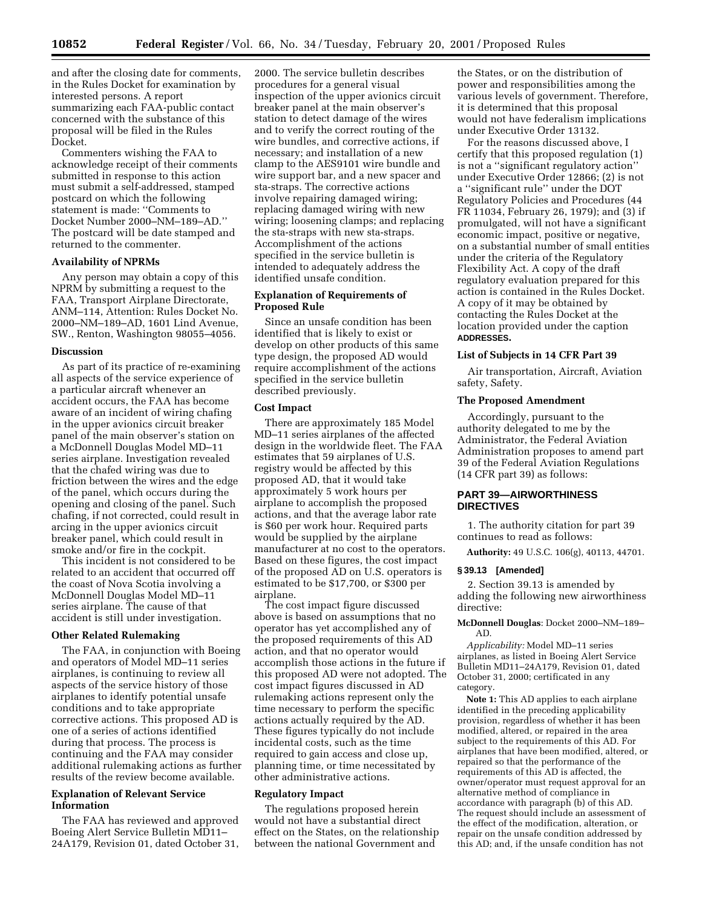and after the closing date for comments, in the Rules Docket for examination by interested persons. A report summarizing each FAA-public contact concerned with the substance of this proposal will be filed in the Rules Docket.

Commenters wishing the FAA to acknowledge receipt of their comments submitted in response to this action must submit a self-addressed, stamped postcard on which the following statement is made: ''Comments to Docket Number 2000–NM–189–AD.'' The postcard will be date stamped and returned to the commenter.

**Availability of NPRMs**

Any person may obtain a copy of this NPRM by submitting a request to the FAA, Transport Airplane Directorate, ANM–114, Attention: Rules Docket No. 2000–NM–189–AD, 1601 Lind Avenue, SW., Renton, Washington 98055–4056.

**Discussion**

As part of its practice of re-examining all aspects of the service experience of a particular aircraft whenever an accident occurs, the FAA has become aware of an incident of wiring chafing in the upper avionics circuit breaker panel of the main observer's station on a McDonnell Douglas Model MD–11 series airplane. Investigation revealed that the chafed wiring was due to friction between the wires and the edge of the panel, which occurs during the opening and closing of the panel. Such chafing, if not corrected, could result in arcing in the upper avionics circuit breaker panel, which could result in smoke and/or fire in the cockpit.

This incident is not considered to be related to an accident that occurred off the coast of Nova Scotia involving a McDonnell Douglas Model MD–11 series airplane. The cause of that accident is still under investigation.

**Other Related Rulemaking**

The FAA, in conjunction with Boeing and operators of Model MD–11 series airplanes, is continuing to review all aspects of the service history of those airplanes to identify potential unsafe conditions and to take appropriate corrective actions. This proposed AD is one of a series of actions identified during that process. The process is continuing and the FAA may consider additional rulemaking actions as further results of the review become available.

**Explanation of Relevant Service Information**

The FAA has reviewed and approved Boeing Alert Service Bulletin MD11–24A179, Revision 01, dated October 31, 2000. The service bulletin describes procedures for a general visual inspection of the upper avionics circuit breaker panel at the main observer's station to detect damage of the wires and to verify the correct routing of the wire bundles, and corrective actions, if necessary; and installation of a new clamp to the AES9101 wire bundle and wire support bar, and a new spacer and sta-straps. The corrective actions involve repairing damaged wiring; replacing damaged wiring with new wiring; loosening clamps; and replacing the sta-straps with new sta-straps. Accomplishment of the actions specified in the service bulletin is intended to adequately address the identified unsafe condition.

**Explanation of Requirements of Proposed Rule**

Since an unsafe condition has been identified that is likely to exist or develop on other products of this same type design, the proposed AD would require accomplishment of the actions specified in the service bulletin described previously.

**Cost Impact**

There are approximately 185 Model MD–11 series airplanes of the affected design in the worldwide fleet. The FAA estimates that 59 airplanes of U.S. registry would be affected by this proposed AD, that it would take approximately 5 work hours per airplane to accomplish the proposed actions, and that the average labor rate is $60 per work hour. Required parts would be supplied by the airplane manufacturer at no cost to the operators. Based on these figures, the cost impact of the proposed AD on U.S. operators is estimated to be $17,700, or $300 per airplane.

The cost impact figure discussed above is based on assumptions that no operator has yet accomplished any of the proposed requirements of this AD action, and that no operator would accomplish those actions in the future if this proposed AD were not adopted. The cost impact figures discussed in AD rulemaking actions represent only the time necessary to perform the specific actions actually required by the AD. These figures typically do not include incidental costs, such as the time required to gain access and close up, planning time, or time necessitated by other administrative actions.

**Regulatory Impact**

The regulations proposed herein would not have a substantial direct effect on the States, on the relationship between the national Government and the States, or on the distribution of power and responsibilities among the various levels of government. Therefore, it is determined that this proposal would not have federalism implications under Executive Order 13132.

For the reasons discussed above, I certify that this proposed regulation (1) is not a ''significant regulatory action'' under Executive Order 12866; (2) is not a ''significant rule'' under the DOT Regulatory Policies and Procedures (44 FR 11034, February 26, 1979); and (3) if promulgated, will not have a significant economic impact, positive or negative, on a substantial number of small entities under the criteria of the Regulatory Flexibility Act. A copy of the draft regulatory evaluation prepared for this action is contained in the Rules Docket. A copy of it may be obtained by contacting the Rules Docket at the location provided under the caption **ADDRESSES.**

**List of Subjects in 14 CFR Part 39**

Air transportation, Aircraft, Aviation safety, Safety.

**The Proposed Amendment**

Accordingly, pursuant to the authority delegated to me by the Administrator, the Federal Aviation Administration proposes to amend part 39 of the Federal Aviation Regulations (14 CFR part 39) as follows:

## PART 39—AIRWORTHINESS DIRECTIVES

1. The authority citation for part 39 continues to read as follows:

**Authority:** 49 U.S.C. 106(g), 40113, 44701.

**§ 39.13 [Amended]**

2. Section 39.13 is amended by adding the following new airworthiness directive:

**McDonnell Douglas**: Docket 2000–NM–189–AD.

*Applicability:* Model MD–11 series airplanes, as listed in Boeing Alert Service Bulletin MD11–24A179, Revision 01, dated October 31, 2000; certificated in any category.

**Note 1:** This AD applies to each airplane identified in the preceding applicability provision, regardless of whether it has been modified, altered, or repaired in the area subject to the requirements of this AD. For airplanes that have been modified, altered, or repaired so that the performance of the requirements of this AD is affected, the owner/operator must request approval for an alternative method of compliance in accordance with paragraph (b) of this AD. The request should include an assessment of the effect of the modification, alteration, or repair on the unsafe condition addressed by this AD; and, if the unsafe condition has not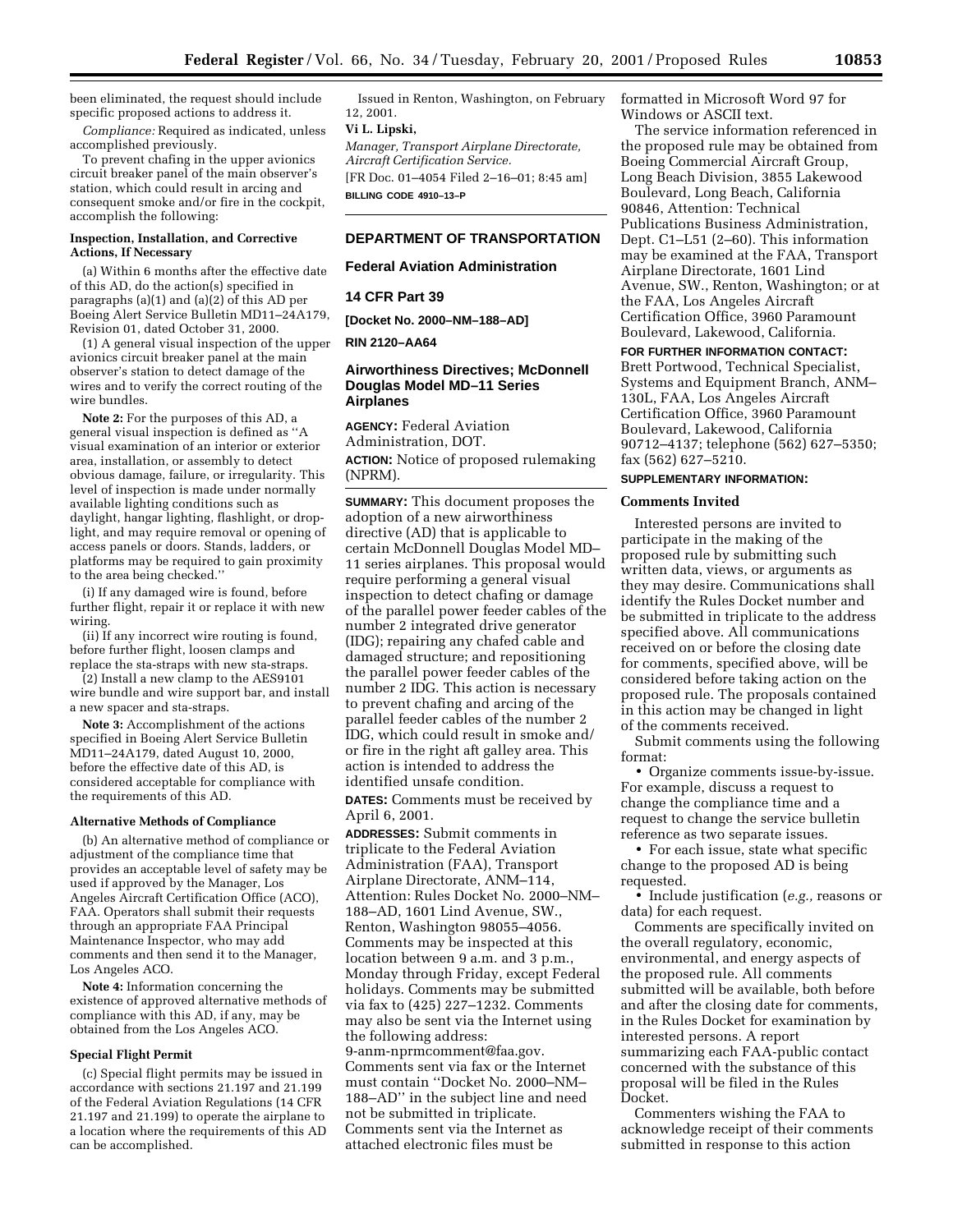been eliminated, the request should include specific proposed actions to address it.

*Compliance:* Required as indicated, unless accomplished previously.

To prevent chafing in the upper avionics circuit breaker panel of the main observer's station, which could result in arcing and consequent smoke and/or fire in the cockpit, accomplish the following:

**Inspection, Installation, and Corrective Actions, If Necessary**

(a) Within 6 months after the effective date of this AD, do the action(s) specified in paragraphs (a)(1) and (a)(2) of this AD per Boeing Alert Service Bulletin MD11–24A179, Revision 01, dated October 31, 2000.

(1) A general visual inspection of the upper avionics circuit breaker panel at the main observer's station to detect damage of the wires and to verify the correct routing of the wire bundles.

**Note 2:** For the purposes of this AD, a general visual inspection is defined as ''A visual examination of an interior or exterior area, installation, or assembly to detect obvious damage, failure, or irregularity. This level of inspection is made under normally available lighting conditions such as daylight, hangar lighting, flashlight, or drop-light, and may require removal or opening of access panels or doors. Stands, ladders, or platforms may be required to gain proximity to the area being checked.''

(i) If any damaged wire is found, before further flight, repair it or replace it with new wiring.

(ii) If any incorrect wire routing is found, before further flight, loosen clamps and replace the sta-straps with new sta-straps.

(2) Install a new clamp to the AES9101 wire bundle and wire support bar, and install a new spacer and sta-straps.

**Note 3:** Accomplishment of the actions specified in Boeing Alert Service Bulletin MD11–24A179, dated August 10, 2000, before the effective date of this AD, is considered acceptable for compliance with the requirements of this AD.

**Alternative Methods of Compliance**

(b) An alternative method of compliance or adjustment of the compliance time that provides an acceptable level of safety may be used if approved by the Manager, Los Angeles Aircraft Certification Office (ACO), FAA. Operators shall submit their requests through an appropriate FAA Principal Maintenance Inspector, who may add comments and then send it to the Manager, Los Angeles ACO.

**Note 4:** Information concerning the existence of approved alternative methods of compliance with this AD, if any, may be obtained from the Los Angeles ACO.

**Special Flight Permit**

(c) Special flight permits may be issued in accordance with sections 21.197 and 21.199 of the Federal Aviation Regulations (14 CFR 21.197 and 21.199) to operate the airplane to a location where the requirements of this AD can be accomplished.

Issued in Renton, Washington, on February 12, 2001.

**Vi L. Lipski,**

*Manager, Transport Airplane Directorate, Aircraft Certification Service.*

[FR Doc. 01–4054 Filed 2–16–01; 8:45 am]

**BILLING CODE 4910–13–P**

---

## DEPARTMENT OF TRANSPORTATION

### Federal Aviation Administration

### 14 CFR Part 39

**[Docket No. 2000–NM–188–AD]**

**RIN 2120–AA64**

### Airworthiness Directives; McDonnell Douglas Model MD–11 Series Airplanes

**AGENCY:** Federal Aviation Administration, DOT.

**ACTION:** Notice of proposed rulemaking (NPRM).

**SUMMARY:** This document proposes the adoption of a new airworthiness directive (AD) that is applicable to certain McDonnell Douglas Model MD–11 series airplanes. This proposal would require performing a general visual inspection to detect chafing or damage of the parallel power feeder cables of the number 2 integrated drive generator (IDG); repairing any chafed cable and damaged structure; and repositioning the parallel power feeder cables of the number 2 IDG. This action is necessary to prevent chafing and arcing of the parallel feeder cables of the number 2 IDG, which could result in smoke and/or fire in the right aft galley area. This action is intended to address the identified unsafe condition.

**DATES:** Comments must be received by April 6, 2001.

**ADDRESSES:** Submit comments in triplicate to the Federal Aviation Administration (FAA), Transport Airplane Directorate, ANM–114, Attention: Rules Docket No. 2000–NM–188–AD, 1601 Lind Avenue, SW., Renton, Washington 98055–4056. Comments may be inspected at this location between 9 a.m. and 3 p.m., Monday through Friday, except Federal holidays. Comments may be submitted via fax to (425) 227–1232. Comments may also be sent via the Internet using the following address: 9-anm-nprmcomment@faa.gov. Comments sent via fax or the Internet must contain ''Docket No. 2000–NM–188–AD'' in the subject line and need not be submitted in triplicate. Comments sent via the Internet as attached electronic files must be formatted in Microsoft Word 97 for Windows or ASCII text.

The service information referenced in the proposed rule may be obtained from Boeing Commercial Aircraft Group, Long Beach Division, 3855 Lakewood Boulevard, Long Beach, California 90846, Attention: Technical Publications Business Administration, Dept. C1–L51 (2–60). This information may be examined at the FAA, Transport Airplane Directorate, 1601 Lind Avenue, SW., Renton, Washington; or at the FAA, Los Angeles Aircraft Certification Office, 3960 Paramount Boulevard, Lakewood, California.

**FOR FURTHER INFORMATION CONTACT:** Brett Portwood, Technical Specialist, Systems and Equipment Branch, ANM–130L, FAA, Los Angeles Aircraft Certification Office, 3960 Paramount Boulevard, Lakewood, California 90712–4137; telephone (562) 627–5350; fax (562) 627–5210.

**SUPPLEMENTARY INFORMATION:**

**Comments Invited**

Interested persons are invited to participate in the making of the proposed rule by submitting such written data, views, or arguments as they may desire. Communications shall identify the Rules Docket number and be submitted in triplicate to the address specified above. All communications received on or before the closing date for comments, specified above, will be considered before taking action on the proposed rule. The proposals contained in this action may be changed in light of the comments received.

Submit comments using the following format:

- Organize comments issue-by-issue. For example, discuss a request to change the compliance time and a request to change the service bulletin reference as two separate issues.
- For each issue, state what specific change to the proposed AD is being requested.
- Include justification (*e.g.,* reasons or data) for each request.

Comments are specifically invited on the overall regulatory, economic, environmental, and energy aspects of the proposed rule. All comments submitted will be available, both before and after the closing date for comments, in the Rules Docket for examination by interested persons. A report summarizing each FAA-public contact concerned with the substance of this proposal will be filed in the Rules Docket.

Commenters wishing the FAA to acknowledge receipt of their comments submitted in response to this action